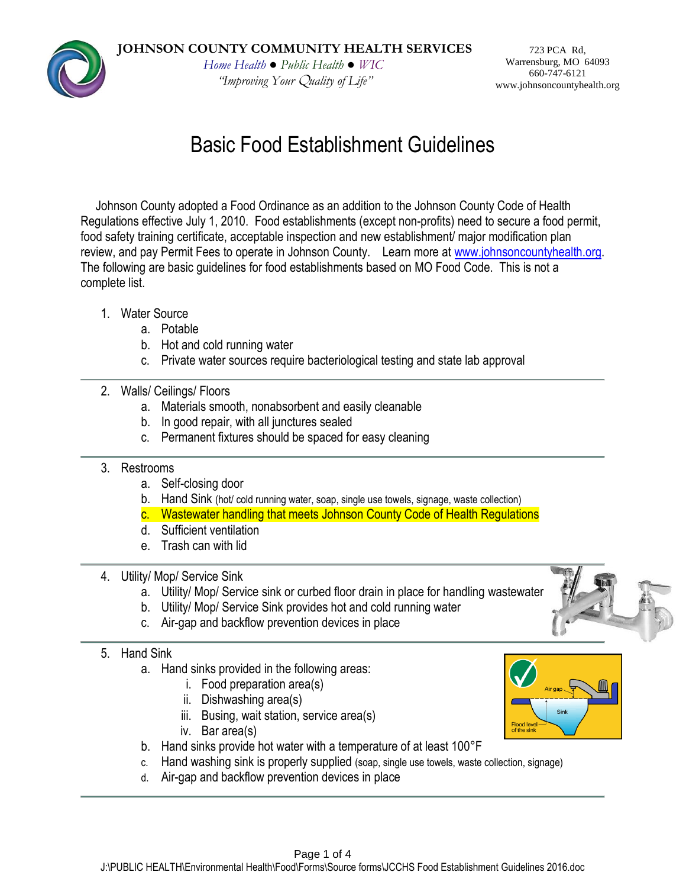**JOHNSON COUNTY COMMUNITY HEALTH SERVICES**

*Home Health ● Public Health ● WIC*

*"Improving Your Quality of Life"*

723 PCA Rd,
Warrensburg, MO 64093
660-747-6121
www.johnsoncountyhealth.org

# Basic Food Establishment Guidelines

Johnson County adopted a Food Ordinance as an addition to the Johnson County Code of Health Regulations effective July 1, 2010. Food establishments (except non-profits) need to secure a food permit, food safety training certificate, acceptable inspection and new establishment/ major modification plan review, and pay Permit Fees to operate in Johnson County. Learn more at www.johnsoncountyhealth.org. The following are basic guidelines for food establishments based on MO Food Code. This is not a complete list.

1. Water Source
   a. Potable
   b. Hot and cold running water
   c. Private water sources require bacteriological testing and state lab approval

---

2. Walls/ Ceilings/ Floors
   a. Materials smooth, nonabsorbent and easily cleanable
   b. In good repair, with all junctures sealed
   c. Permanent fixtures should be spaced for easy cleaning

---

3. Restrooms
   a. Self-closing door
   b. Hand Sink (hot/ cold running water, soap, single use towels, signage, waste collection)
   c. Wastewater handling that meets Johnson County Code of Health Regulations
   d. Sufficient ventilation
   e. Trash can with lid

---

4. Utility/ Mop/ Service Sink
   a. Utility/ Mop/ Service sink or curbed floor drain in place for handling wastewater
   b. Utility/ Mop/ Service Sink provides hot and cold running water
   c. Air-gap and backflow prevention devices in place

---

5. Hand Sink
   a. Hand sinks provided in the following areas:
      i. Food preparation area(s)
      ii. Dishwashing area(s)
      iii. Busing, wait station, service area(s)
      iv. Bar area(s)
   b. Hand sinks provide hot water with a temperature of at least 100°F
   c. Hand washing sink is properly supplied (soap, single use towels, waste collection, signage)
   d. Air-gap and backflow prevention devices in place

---

J:\PUBLIC HEALTH\Environmental Health\Food\Forms\Source forms\JCCHS Food Establishment Guidelines 2016.doc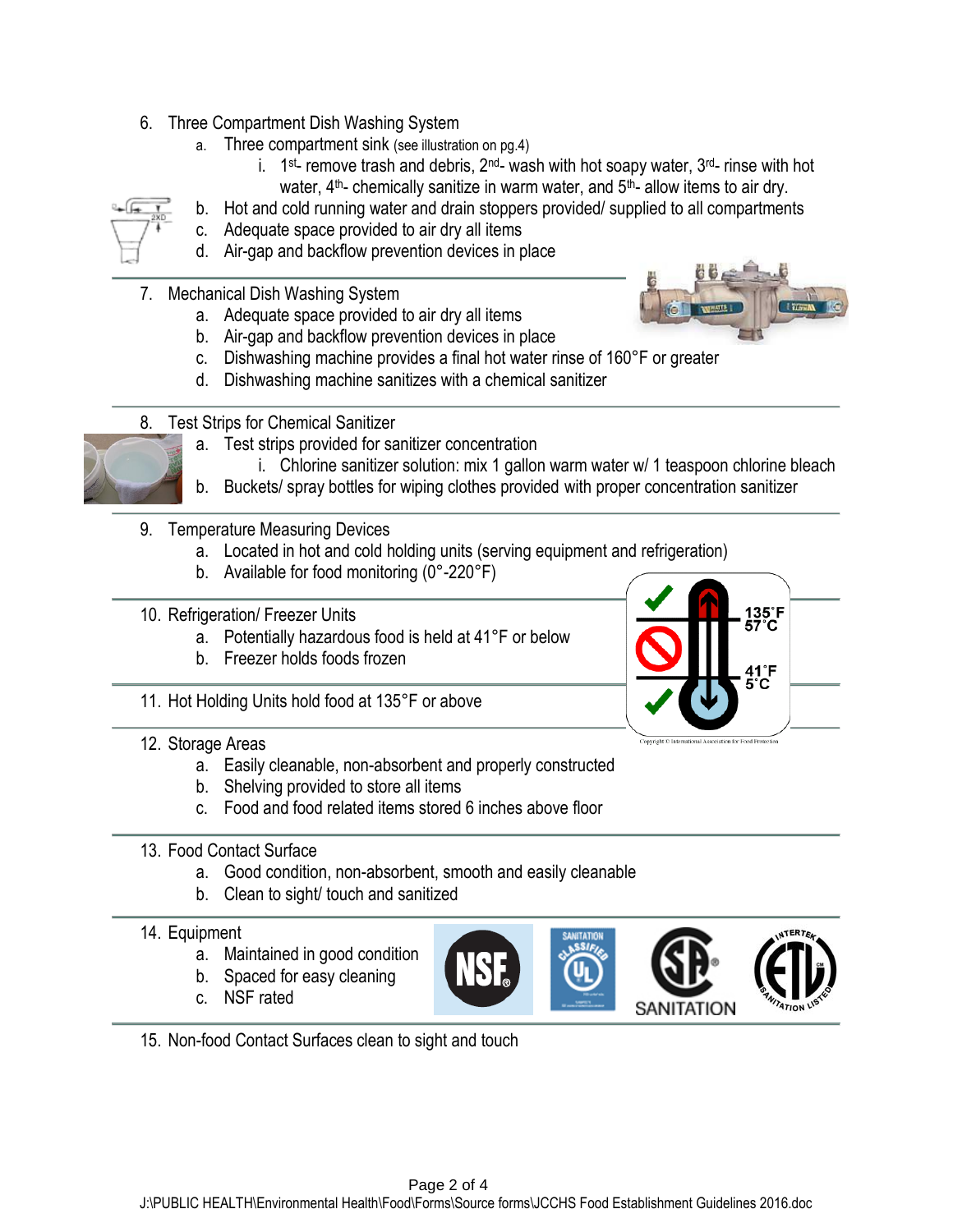6. Three Compartment Dish Washing System
    a. Three compartment sink (see illustration on pg.4)
        i. 1st- remove trash and debris, 2nd- wash with hot soapy water, 3rd- rinse with hot water, 4th- chemically sanitize in warm water, and 5th- allow items to air dry.
    b. Hot and cold running water and drain stoppers provided/ supplied to all compartments
    c. Adequate space provided to air dry all items
    d. Air-gap and backflow prevention devices in place

7. Mechanical Dish Washing System
    a. Adequate space provided to air dry all items
    b. Air-gap and backflow prevention devices in place
    c. Dishwashing machine provides a final hot water rinse of 160°F or greater
    d. Dishwashing machine sanitizes with a chemical sanitizer

8. Test Strips for Chemical Sanitizer
    a. Test strips provided for sanitizer concentration
        i. Chlorine sanitizer solution: mix 1 gallon warm water w/ 1 teaspoon chlorine bleach
    b. Buckets/ spray bottles for wiping clothes provided with proper concentration sanitizer

9. Temperature Measuring Devices
    a. Located in hot and cold holding units (serving equipment and refrigeration)
    b. Available for food monitoring (0°-220°F)

10. Refrigeration/ Freezer Units
    a. Potentially hazardous food is held at 41°F or below
    b. Freezer holds foods frozen

11. Hot Holding Units hold food at 135°F or above

12. Storage Areas
    a. Easily cleanable, non-absorbent and properly constructed
    b. Shelving provided to store all items
    c. Food and food related items stored 6 inches above floor

13. Food Contact Surface
    a. Good condition, non-absorbent, smooth and easily cleanable
    b. Clean to sight/ touch and sanitized

14. Equipment
    a. Maintained in good condition
    b. Spaced for easy cleaning
    c. NSF rated

15. Non-food Contact Surfaces clean to sight and touch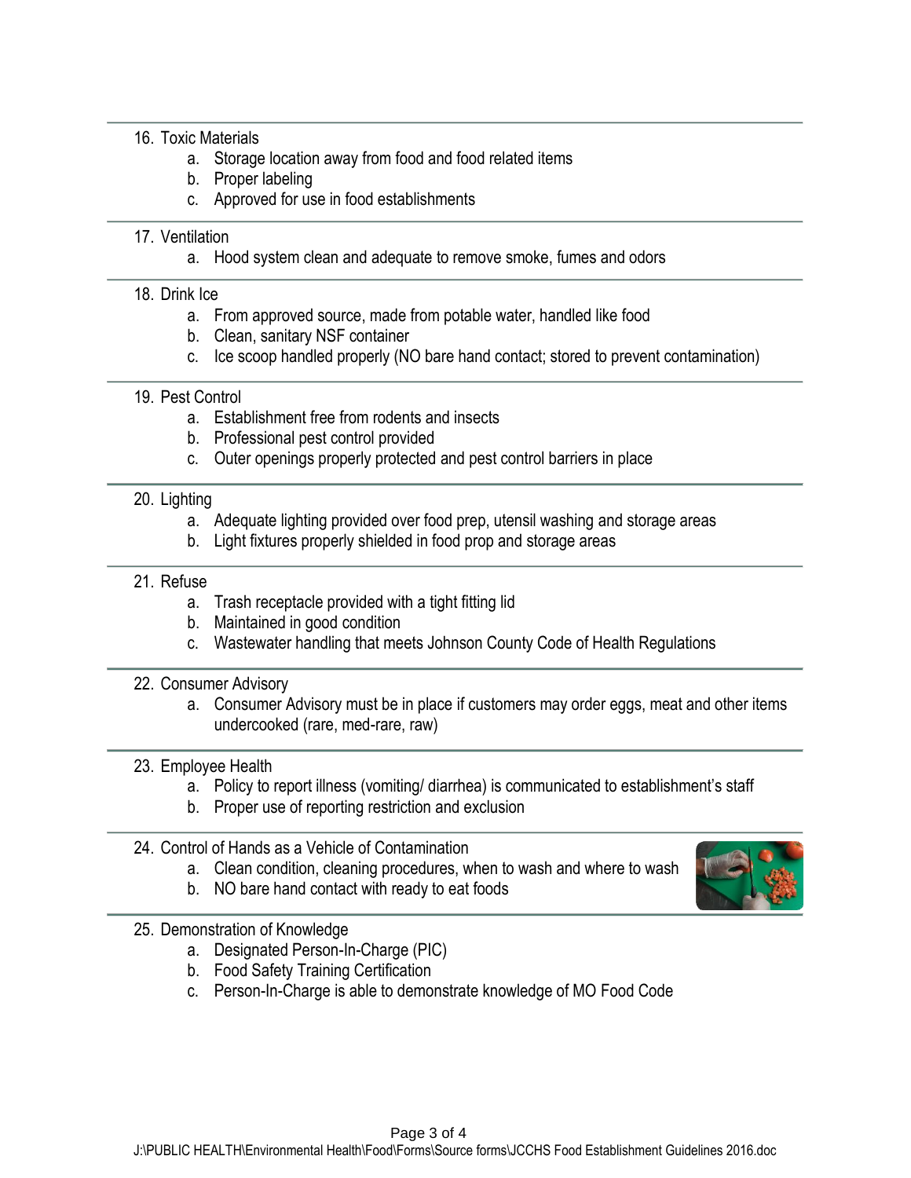16. Toxic Materials
    a. Storage location away from food and food related items
    b. Proper labeling
    c. Approved for use in food establishments

17. Ventilation
    a. Hood system clean and adequate to remove smoke, fumes and odors

18. Drink Ice
    a. From approved source, made from potable water, handled like food
    b. Clean, sanitary NSF container
    c. Ice scoop handled properly (NO bare hand contact; stored to prevent contamination)

19. Pest Control
    a. Establishment free from rodents and insects
    b. Professional pest control provided
    c. Outer openings properly protected and pest control barriers in place

20. Lighting
    a. Adequate lighting provided over food prep, utensil washing and storage areas
    b. Light fixtures properly shielded in food prop and storage areas

21. Refuse
    a. Trash receptacle provided with a tight fitting lid
    b. Maintained in good condition
    c. Wastewater handling that meets Johnson County Code of Health Regulations

22. Consumer Advisory
    a. Consumer Advisory must be in place if customers may order eggs, meat and other items undercooked (rare, med-rare, raw)

23. Employee Health
    a. Policy to report illness (vomiting/ diarrhea) is communicated to establishment's staff
    b. Proper use of reporting restriction and exclusion

24. Control of Hands as a Vehicle of Contamination
    a. Clean condition, cleaning procedures, when to wash and where to wash
    b. NO bare hand contact with ready to eat foods

25. Demonstration of Knowledge
    a. Designated Person-In-Charge (PIC)
    b. Food Safety Training Certification
    c. Person-In-Charge is able to demonstrate knowledge of MO Food Code

J:\PUBLIC HEALTH\Environmental Health\Food\Forms\Source forms\JCCHS Food Establishment Guidelines 2016.doc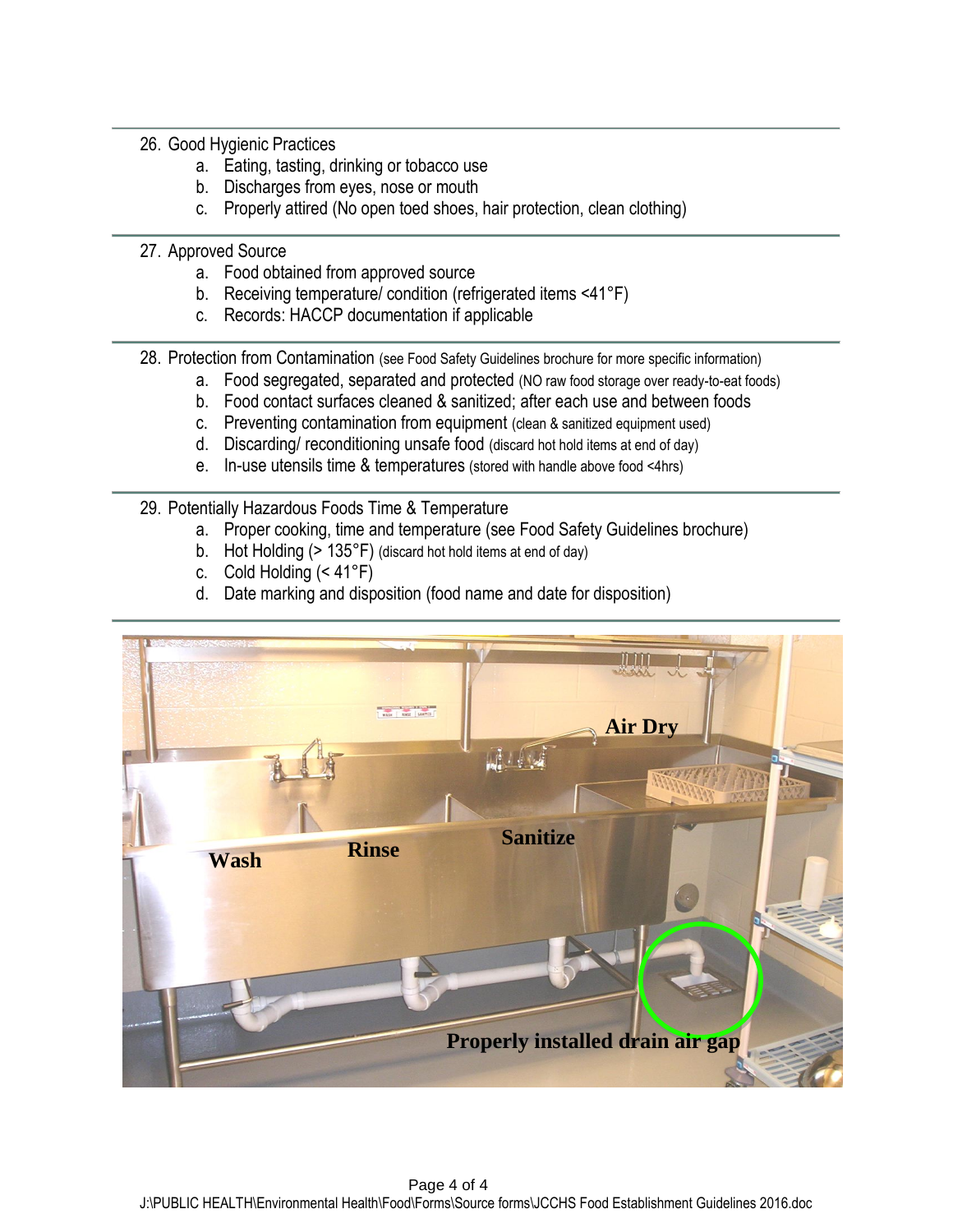26. Good Hygienic Practices
    a. Eating, tasting, drinking or tobacco use
    b. Discharges from eyes, nose or mouth
    c. Properly attired (No open toed shoes, hair protection, clean clothing)

27. Approved Source
    a. Food obtained from approved source
    b. Receiving temperature/ condition (refrigerated items <41°F)
    c. Records: HACCP documentation if applicable

28. Protection from Contamination (see Food Safety Guidelines brochure for more specific information)
    a. Food segregated, separated and protected (NO raw food storage over ready-to-eat foods)
    b. Food contact surfaces cleaned & sanitized; after each use and between foods
    c. Preventing contamination from equipment (clean & sanitized equipment used)
    d. Discarding/ reconditioning unsafe food (discard hot hold items at end of day)
    e. In-use utensils time & temperatures (stored with handle above food <4hrs)

29. Potentially Hazardous Foods Time & Temperature
    a. Proper cooking, time and temperature (see Food Safety Guidelines brochure)
    b. Hot Holding (> 135°F) (discard hot hold items at end of day)
    c. Cold Holding (< 41°F)
    d. Date marking and disposition (food name and date for disposition)

Wash

Rinse

Sanitize

Air Dry

Properly installed drain air gap